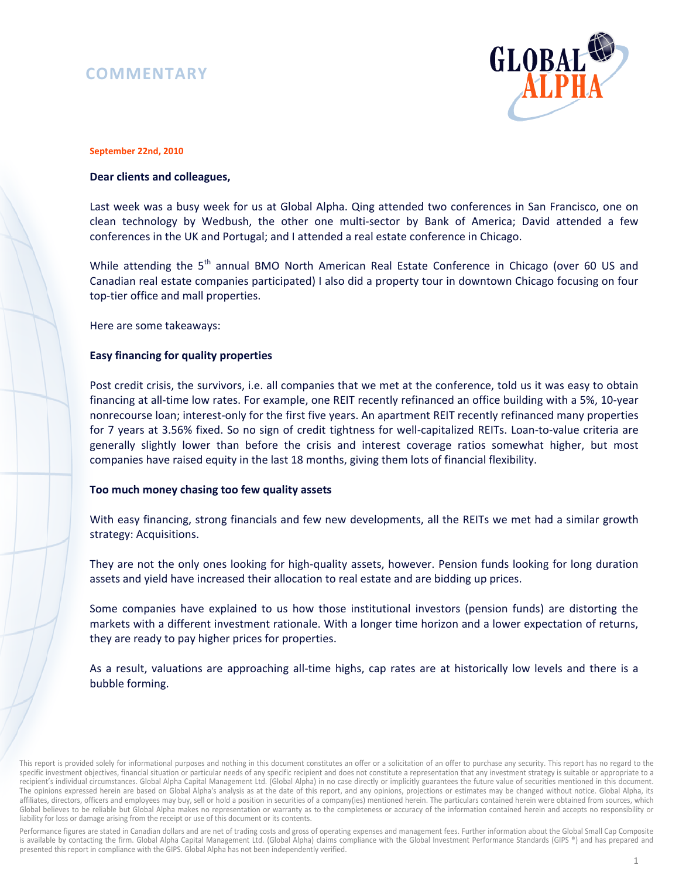# COMMENTARY

GLOBAL ALPHA

**September 22nd, 2010**

**Dear clients and colleagues,**

Last week was a busy week for us at Global Alpha. Qing attended two conferences in San Francisco, one on clean technology by Wedbush, the other one multi-sector by Bank of America; David attended a few conferences in the UK and Portugal; and I attended a real estate conference in Chicago.

While attending the 5th annual BMO North American Real Estate Conference in Chicago (over 60 US and Canadian real estate companies participated) I also did a property tour in downtown Chicago focusing on four top-tier office and mall properties.

Here are some takeaways:

**Easy financing for quality properties**

Post credit crisis, the survivors, i.e. all companies that we met at the conference, told us it was easy to obtain financing at all-time low rates. For example, one REIT recently refinanced an office building with a 5%, 10-year nonrecourse loan; interest-only for the first five years. An apartment REIT recently refinanced many properties for 7 years at 3.56% fixed. So no sign of credit tightness for well-capitalized REITs. Loan-to-value criteria are generally slightly lower than before the crisis and interest coverage ratios somewhat higher, but most companies have raised equity in the last 18 months, giving them lots of financial flexibility.

**Too much money chasing too few quality assets**

With easy financing, strong financials and few new developments, all the REITs we met had a similar growth strategy: Acquisitions.

They are not the only ones looking for high-quality assets, however. Pension funds looking for long duration assets and yield have increased their allocation to real estate and are bidding up prices.

Some companies have explained to us how those institutional investors (pension funds) are distorting the markets with a different investment rationale. With a longer time horizon and a lower expectation of returns, they are ready to pay higher prices for properties.

As a result, valuations are approaching all-time highs, cap rates are at historically low levels and there is a bubble forming.

This report is provided solely for informational purposes and nothing in this document constitutes an offer or a solicitation of an offer to purchase any security. This report has no regard to the specific investment objectives, financial situation or particular needs of any specific recipient and does not constitute a representation that any investment strategy is suitable or appropriate to a recipient's individual circumstances. Global Alpha Capital Management Ltd. (Global Alpha) in no case directly or implicitly guarantees the future value of securities mentioned in this document. The opinions expressed herein are based on Global Alpha's analysis as at the date of this report, and any opinions, projections or estimates may be changed without notice. Global Alpha, its affiliates, directors, officers and employees may buy, sell or hold a position in securities of a company(ies) mentioned herein. The particulars contained herein were obtained from sources, which Global believes to be reliable but Global Alpha makes no representation or warranty as to the completeness or accuracy of the information contained herein and accepts no responsibility or liability for loss or damage arising from the receipt or use of this document or its contents.

Performance figures are stated in Canadian dollars and are net of trading costs and gross of operating expenses and management fees. Further information about the Global Small Cap Composite is available by contacting the firm. Global Alpha Capital Management Ltd. (Global Alpha) claims compliance with the Global Investment Performance Standards (GIPS ®) and has prepared and presented this report in compliance with the GIPS. Global Alpha has not been independently verified.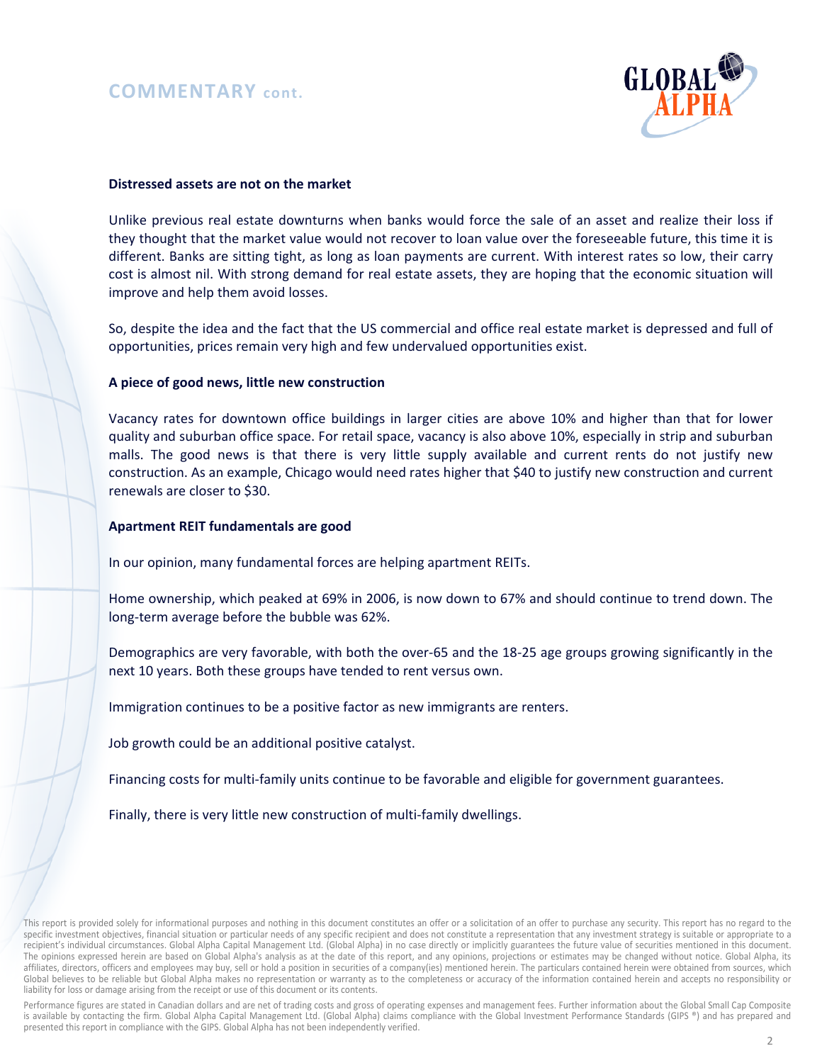## COMMENTARY cont.

**Distressed assets are not on the market**

Unlike previous real estate downturns when banks would force the sale of an asset and realize their loss if they thought that the market value would not recover to loan value over the foreseeable future, this time it is different. Banks are sitting tight, as long as loan payments are current. With interest rates so low, their carry cost is almost nil. With strong demand for real estate assets, they are hoping that the economic situation will improve and help them avoid losses.

So, despite the idea and the fact that the US commercial and office real estate market is depressed and full of opportunities, prices remain very high and few undervalued opportunities exist.

**A piece of good news, little new construction**

Vacancy rates for downtown office buildings in larger cities are above 10% and higher than that for lower quality and suburban office space. For retail space, vacancy is also above 10%, especially in strip and suburban malls. The good news is that there is very little supply available and current rents do not justify new construction. As an example, Chicago would need rates higher that $40 to justify new construction and current renewals are closer to $30.

**Apartment REIT fundamentals are good**

In our opinion, many fundamental forces are helping apartment REITs.

Home ownership, which peaked at 69% in 2006, is now down to 67% and should continue to trend down. The long-term average before the bubble was 62%.

Demographics are very favorable, with both the over-65 and the 18-25 age groups growing significantly in the next 10 years. Both these groups have tended to rent versus own.

Immigration continues to be a positive factor as new immigrants are renters.

Job growth could be an additional positive catalyst.

Financing costs for multi-family units continue to be favorable and eligible for government guarantees.

Finally, there is very little new construction of multi-family dwellings.

This report is provided solely for informational purposes and nothing in this document constitutes an offer or a solicitation of an offer to purchase any security. This report has no regard to the specific investment objectives, financial situation or particular needs of any specific recipient and does not constitute a representation that any investment strategy is suitable or appropriate to a recipient's individual circumstances. Global Alpha Capital Management Ltd. (Global Alpha) in no case directly or implicitly guarantees the future value of securities mentioned in this document. The opinions expressed herein are based on Global Alpha's analysis as at the date of this report, and any opinions, projections or estimates may be changed without notice. Global Alpha, its affiliates, directors, officers and employees may buy, sell or hold a position in securities of a company(ies) mentioned herein. The particulars contained herein were obtained from sources, which Global believes to be reliable but Global Alpha makes no representation or warranty as to the completeness or accuracy of the information contained herein and accepts no responsibility or liability for loss or damage arising from the receipt or use of this document or its contents.

Performance figures are stated in Canadian dollars and are net of trading costs and gross of operating expenses and management fees. Further information about the Global Small Cap Composite is available by contacting the firm. Global Alpha Capital Management Ltd. (Global Alpha) claims compliance with the Global Investment Performance Standards (GIPS ®) and has prepared and presented this report in compliance with the GIPS. Global Alpha has not been independently verified.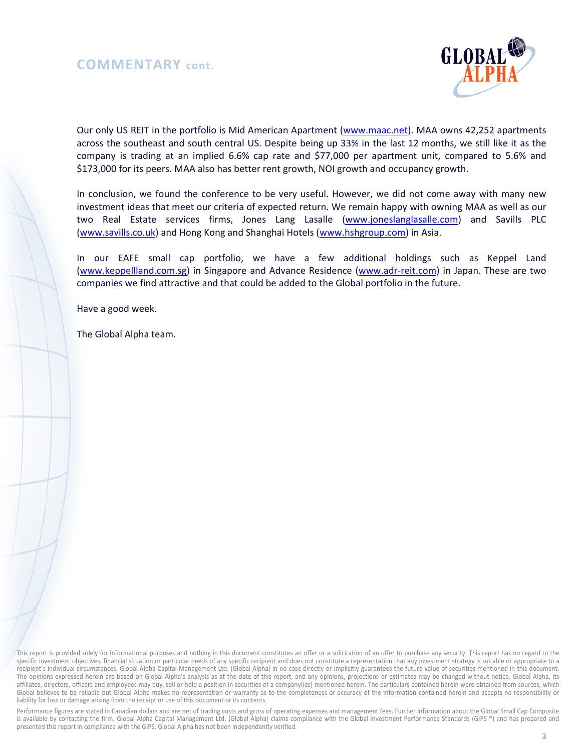## COMMENTARY cont.

Our only US REIT in the portfolio is Mid American Apartment (www.maac.net). MAA owns 42,252 apartments across the southeast and south central US. Despite being up 33% in the last 12 months, we still like it as the company is trading at an implied 6.6% cap rate and $77,000 per apartment unit, compared to 5.6% and $173,000 for its peers. MAA also has better rent growth, NOI growth and occupancy growth.

In conclusion, we found the conference to be very useful. However, we did not come away with many new investment ideas that meet our criteria of expected return. We remain happy with owning MAA as well as our two Real Estate services firms, Jones Lang Lasalle (www.joneslanglasalle.com) and Savills PLC (www.savills.co.uk) and Hong Kong and Shanghai Hotels (www.hshgroup.com) in Asia.

In our EAFE small cap portfolio, we have a few additional holdings such as Keppel Land (www.keppellland.com.sg) in Singapore and Advance Residence (www.adr-reit.com) in Japan. These are two companies we find attractive and that could be added to the Global portfolio in the future.

Have a good week.

The Global Alpha team.

This report is provided solely for informational purposes and nothing in this document constitutes an offer or a solicitation of an offer to purchase any security. This report has no regard to the specific investment objectives, financial situation or particular needs of any specific recipient and does not constitute a representation that any investment strategy is suitable or appropriate to a recipient's individual circumstances. Global Alpha Capital Management Ltd. (Global Alpha) in no case directly or implicitly guarantees the future value of securities mentioned in this document. The opinions expressed herein are based on Global Alpha's analysis as at the date of this report, and any opinions, projections or estimates may be changed without notice. Global Alpha, its affiliates, directors, officers and employees may buy, sell or hold a position in securities of a company(ies) mentioned herein. The particulars contained herein were obtained from sources, which Global believes to be reliable but Global Alpha makes no representation or warranty as to the completeness or accuracy of the information contained herein and accepts no responsibility or liability for loss or damage arising from the receipt or use of this document or its contents.

Performance figures are stated in Canadian dollars and are net of trading costs and gross of operating expenses and management fees. Further information about the Global Small Cap Composite is available by contacting the firm. Global Alpha Capital Management Ltd. (Global Alpha) claims compliance with the Global Investment Performance Standards (GIPS ®) and has prepared and presented this report in compliance with the GIPS. Global Alpha has not been independently verified.